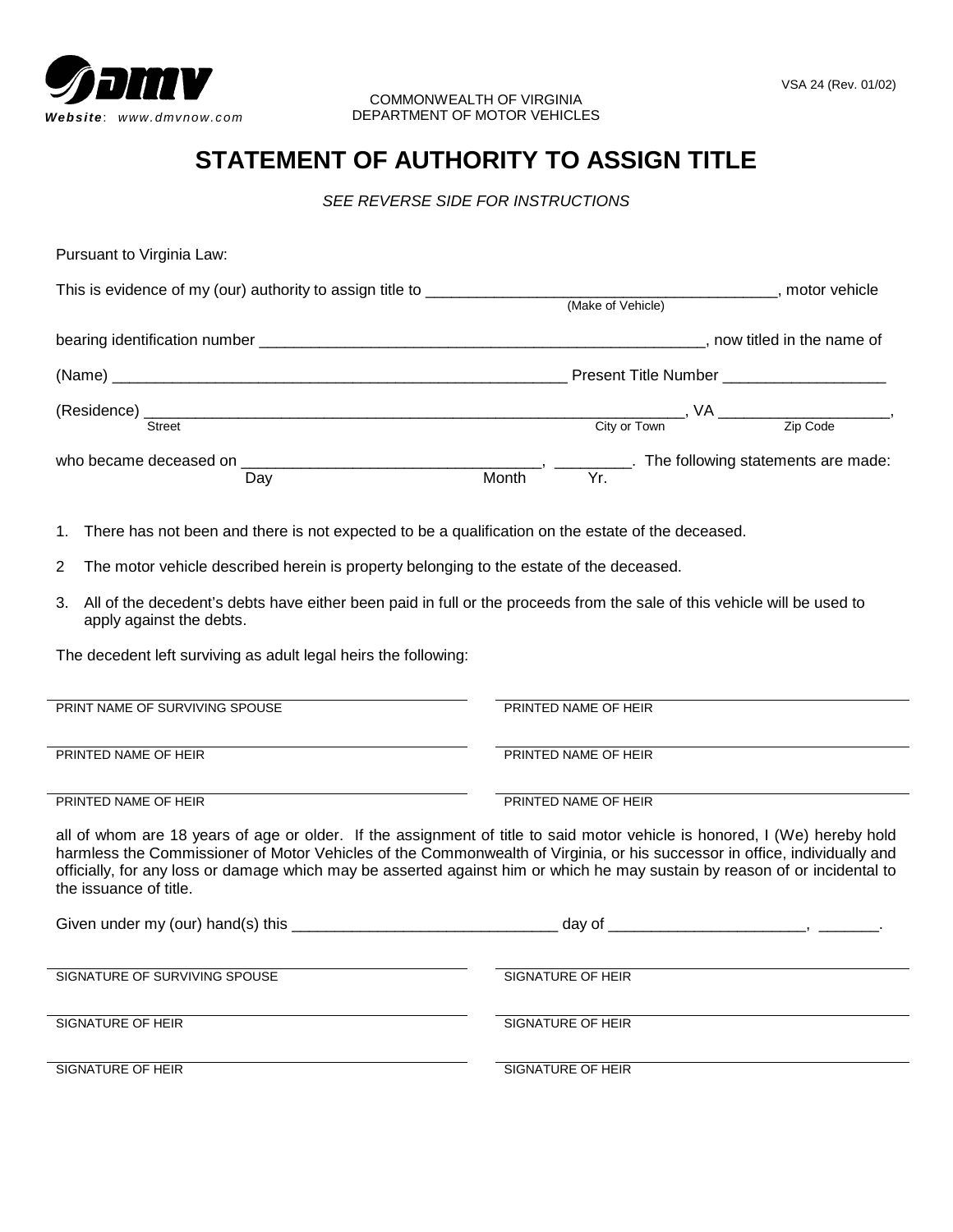dmv

*Website*: www.dmvnow.com

COMMONWEALTH OF VIRGINIA
DEPARTMENT OF MOTOR VEHICLES

VSA 24 (Rev. 01/02)

# STATEMENT OF AUTHORITY TO ASSIGN TITLE

*SEE REVERSE SIDE FOR INSTRUCTIONS*

Pursuant to Virginia Law:

This is evidence of my (our) authority to assign title to ________________________________________ (Make of Vehicle), motor vehicle

bearing identification number ____________________________________________________, now titled in the name of

(Name) _______________________________________________________ Present Title Number ___________________

(Residence) ________________________________________ (Street) ______________________ (City or Town), VA ___________________ (Zip Code),

who became deceased on ______________ (Day) ______________ (Month), _________ (Yr.). The following statements are made:

1. There has not been and there is not expected to be a qualification on the estate of the deceased.
2. The motor vehicle described herein is property belonging to the estate of the deceased.
3. All of the decedent's debts have either been paid in full or the proceeds from the sale of this vehicle will be used to apply against the debts.

The decedent left surviving as adult legal heirs the following:

| | |
|---|---|
| PRINT NAME OF SURVIVING SPOUSE | PRINTED NAME OF HEIR |
| PRINTED NAME OF HEIR | PRINTED NAME OF HEIR |
| PRINTED NAME OF HEIR | PRINTED NAME OF HEIR |

all of whom are 18 years of age or older. If the assignment of title to said motor vehicle is honored, I (We) hereby hold harmless the Commissioner of Motor Vehicles of the Commonwealth of Virginia, or his successor in office, individually and officially, for any loss or damage which may be asserted against him or which he may sustain by reason of or incidental to the issuance of title.

Given under my (our) hand(s) this ______________________________ day of ______________________, _______.

| | |
|---|---|
| SIGNATURE OF SURVIVING SPOUSE | SIGNATURE OF HEIR |
| SIGNATURE OF HEIR | SIGNATURE OF HEIR |
| SIGNATURE OF HEIR | SIGNATURE OF HEIR |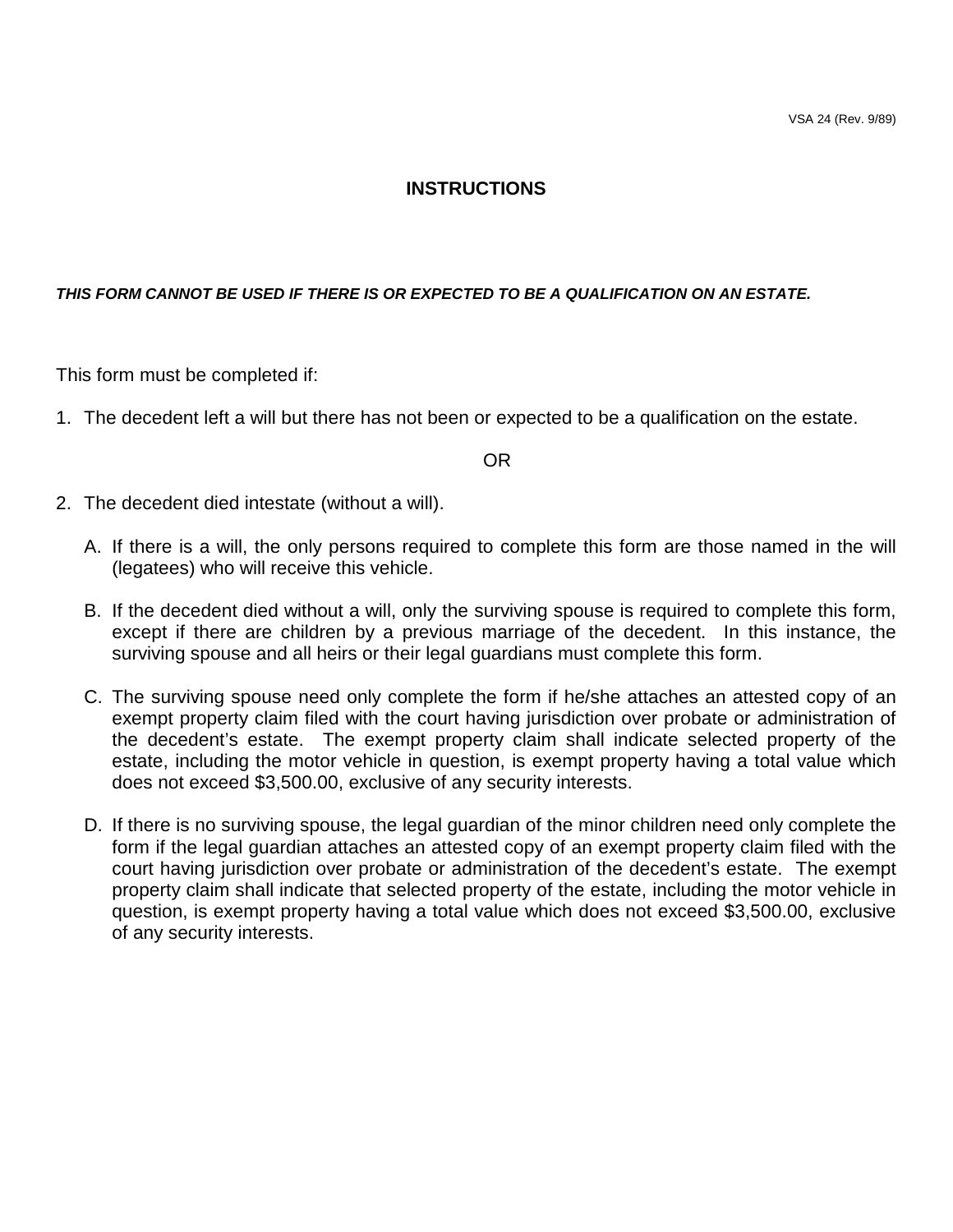VSA 24 (Rev. 9/89)

## INSTRUCTIONS

***THIS FORM CANNOT BE USED IF THERE IS OR EXPECTED TO BE A QUALIFICATION ON AN ESTATE.***

This form must be completed if:

1. The decedent left a will but there has not been or expected to be a qualification on the estate.

   OR

2. The decedent died intestate (without a will).

   A. If there is a will, the only persons required to complete this form are those named in the will (legatees) who will receive this vehicle.

   B. If the decedent died without a will, only the surviving spouse is required to complete this form, except if there are children by a previous marriage of the decedent. In this instance, the surviving spouse and all heirs or their legal guardians must complete this form.

   C. The surviving spouse need only complete the form if he/she attaches an attested copy of an exempt property claim filed with the court having jurisdiction over probate or administration of the decedent's estate. The exempt property claim shall indicate selected property of the estate, including the motor vehicle in question, is exempt property having a total value which does not exceed $3,500.00, exclusive of any security interests.

   D. If there is no surviving spouse, the legal guardian of the minor children need only complete the form if the legal guardian attaches an attested copy of an exempt property claim filed with the court having jurisdiction over probate or administration of the decedent's estate. The exempt property claim shall indicate that selected property of the estate, including the motor vehicle in question, is exempt property having a total value which does not exceed $3,500.00, exclusive of any security interests.